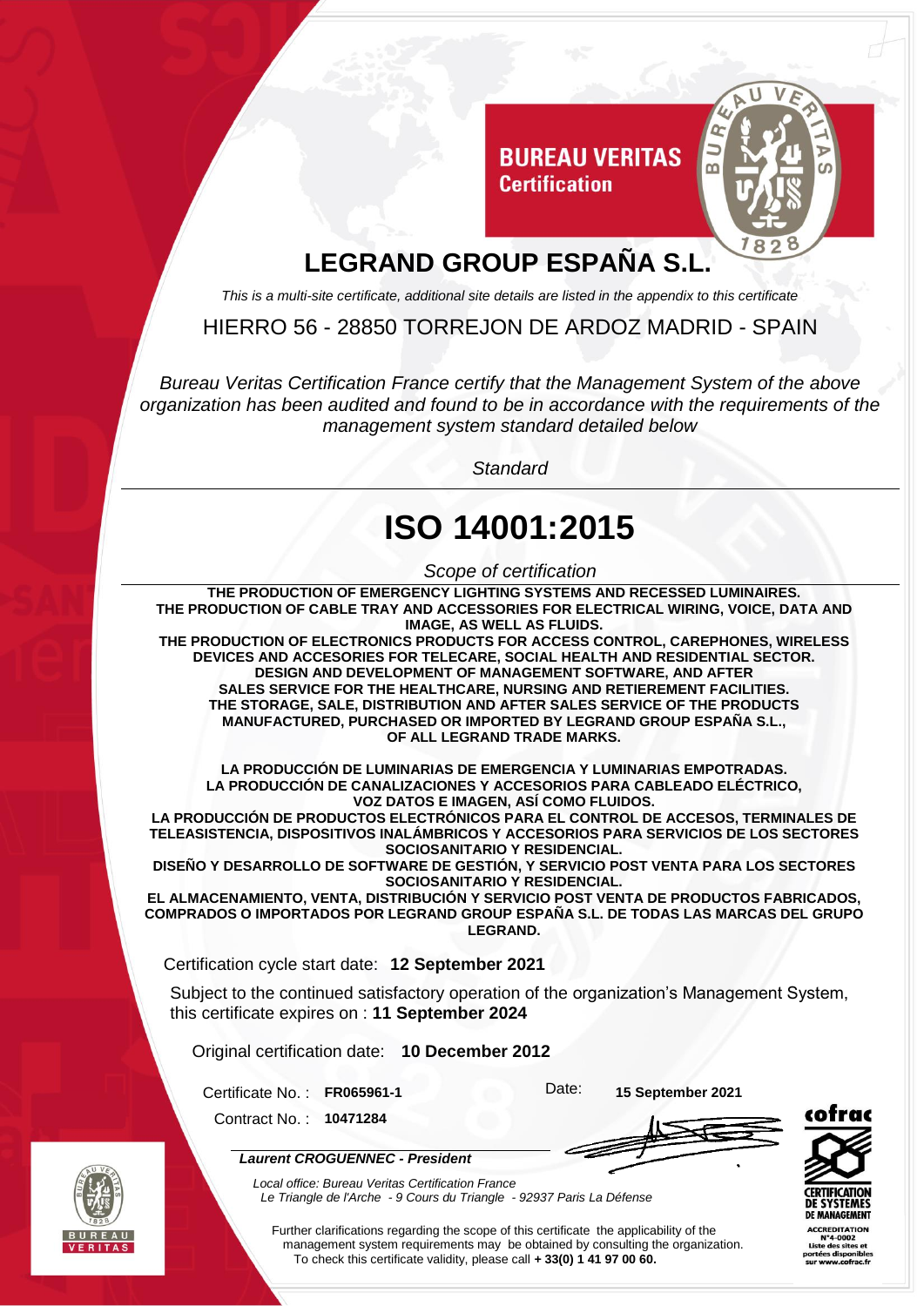BUREAU VERITAS
Certification

# LEGRAND GROUP ESPAÑA S.L.

*This is a multi-site certificate, additional site details are listed in the appendix to this certificate*

HIERRO 56 - 28850 TORREJON DE ARDOZ MADRID - SPAIN

*Bureau Veritas Certification France certify that the Management System of the above organization has been audited and found to be in accordance with the requirements of the management system standard detailed below*

*Standard*

# ISO 14001:2015

*Scope of certification*

**THE PRODUCTION OF EMERGENCY LIGHTING SYSTEMS AND RECESSED LUMINAIRES.
THE PRODUCTION OF CABLE TRAY AND ACCESSORIES FOR ELECTRICAL WIRING, VOICE, DATA AND IMAGE, AS WELL AS FLUIDS.
THE PRODUCTION OF ELECTRONICS PRODUCTS FOR ACCESS CONTROL, CAREPHONES, WIRELESS DEVICES AND ACCESORIES FOR TELECARE, SOCIAL HEALTH AND RESIDENTIAL SECTOR.
DESIGN AND DEVELOPMENT OF MANAGEMENT SOFTWARE, AND AFTER SALES SERVICE FOR THE HEALTHCARE, NURSING AND RETIEREMENT FACILITIES.
THE STORAGE, SALE, DISTRIBUTION AND AFTER SALES SERVICE OF THE PRODUCTS MANUFACTURED, PURCHASED OR IMPORTED BY LEGRAND GROUP ESPAÑA S.L., OF ALL LEGRAND TRADE MARKS.**

**LA PRODUCCIÓN DE LUMINARIAS DE EMERGENCIA Y LUMINARIAS EMPOTRADAS.
LA PRODUCCIÓN DE CANALIZACIONES Y ACCESORIOS PARA CABLEADO ELÉCTRICO, VOZ DATOS E IMAGEN, ASÍ COMO FLUIDOS.
LA PRODUCCIÓN DE PRODUCTOS ELECTRÓNICOS PARA EL CONTROL DE ACCESOS, TERMINALES DE TELEASISTENCIA, DISPOSITIVOS INALÁMBRICOS Y ACCESORIOS PARA SERVICIOS DE LOS SECTORES SOCIOSANITARIO Y RESIDENCIAL.
DISEÑO Y DESARROLLO DE SOFTWARE DE GESTIÓN, Y SERVICIO POST VENTA PARA LOS SECTORES SOCIOSANITARIO Y RESIDENCIAL.
EL ALMACENAMIENTO, VENTA, DISTRIBUCIÓN Y SERVICIO POST VENTA DE PRODUCTOS FABRICADOS, COMPRADOS O IMPORTADOS POR LEGRAND GROUP ESPAÑA S.L. DE TODAS LAS MARCAS DEL GRUPO LEGRAND.**

Certification cycle start date: **12 September 2021**

Subject to the continued satisfactory operation of the organization's Management System, this certificate expires on : **11 September 2024**

Original certification date: **10 December 2012**

Certificate No. : **FR065961-1**

Date: **15 September 2021**

Contract No. : **10471284**

***Laurent CROGUENNEC - President***

*Local office: Bureau Veritas Certification France
Le Triangle de l'Arche - 9 Cours du Triangle - 92937 Paris La Défense*

Further clarifications regarding the scope of this certificate the applicability of the management system requirements may be obtained by consulting the organization.
To check this certificate validity, please call **+ 33(0) 1 41 97 00 60.**

cofrac
CERTIFICATION DE SYSTEMES DE MANAGEMENT
ACCREDITATION N°4-0002
Liste des sites et portées disponibles sur www.cofrac.fr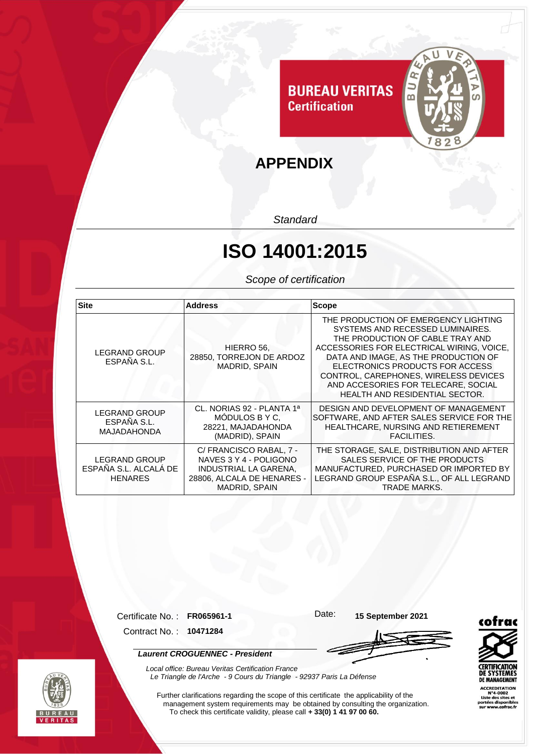BUREAU VERITAS
Certification

# APPENDIX

*Standard*

# ISO 14001:2015

*Scope of certification*

| Site | Address | Scope |
|---|---|---|
| LEGRAND GROUP ESPAÑA S.L. | HIERRO 56, 28850, TORREJON DE ARDOZ MADRID, SPAIN | THE PRODUCTION OF EMERGENCY LIGHTING SYSTEMS AND RECESSED LUMINAIRES. THE PRODUCTION OF CABLE TRAY AND ACCESSORIES FOR ELECTRICAL WIRING, VOICE, DATA AND IMAGE, AS THE PRODUCTION OF ELECTRONICS PRODUCTS FOR ACCESS CONTROL, CAREPHONES, WIRELESS DEVICES AND ACCESSORIES FOR TELECARE, SOCIAL HEALTH AND RESIDENTIAL SECTOR. |
| LEGRAND GROUP ESPAÑA S.L. MAJADAHONDA | CL. NORIAS 92 - PLANTA 1ª MÓDULOS B Y C, 28221, MAJADAHONDA (MADRID), SPAIN | DESIGN AND DEVELOPMENT OF MANAGEMENT SOFTWARE, AND AFTER SALES SERVICE FOR THE HEALTHCARE, NURSING AND RETIEREMENT FACILITIES. |
| LEGRAND GROUP ESPAÑA S.L. ALCALÁ DE HENARES | C/ FRANCISCO RABAL, 7 - NAVES 3 Y 4 - POLIGONO INDUSTRIAL LA GARENA, 28806, ALCALA DE HENARES - MADRID, SPAIN | THE STORAGE, SALE, DISTRIBUTION AND AFTER SALES SERVICE OF THE PRODUCTS MANUFACTURED, PURCHASED OR IMPORTED BY LEGRAND GROUP ESPAÑA S.L., OF ALL LEGRAND TRADE MARKS. |

Certificate No. : **FR065961-1**

Contract No. : **10471284**

Date: **15 September 2021**

***Laurent CROGUENNEC - President***

*Local office: Bureau Veritas Certification France*
*Le Triangle de l'Arche - 9 Cours du Triangle - 92937 Paris La Défense*

Further clarifications regarding the scope of this certificate the applicability of the management system requirements may be obtained by consulting the organization.
To check this certificate validity, please call **+ 33(0) 1 41 97 00 60.**

cofrac
CERTIFICATION DE SYSTEMES DE MANAGEMENT
ACCREDITATION N°4-0002
Liste des sites et portées disponibles sur www.cofrac.fr